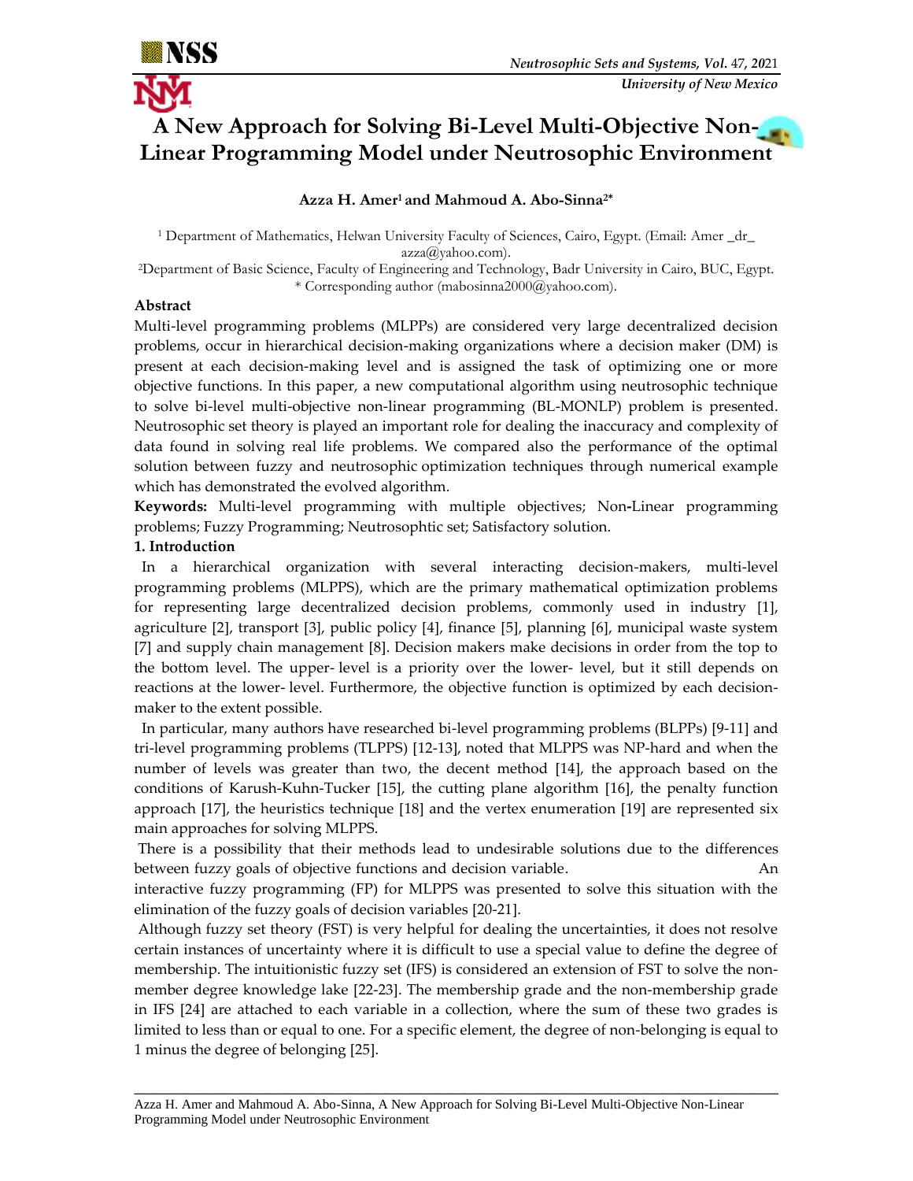# A New Approach for Solving Bi-Level Multi-Objective Non-Linear Programming Model under Neutrosophic Environment

**Azza H. Amer[1] and Mahmoud A. Abo-Sinna[2*]**

[1] Department of Mathematics, Helwan University Faculty of Sciences, Cairo, Egypt. (Email: Amer _dr_ azza@yahoo.com).

[2]Department of Basic Science, Faculty of Engineering and Technology, Badr University in Cairo, BUC, Egypt.
* Corresponding author (mabosinna2000@yahoo.com).

**Abstract**

Multi-level programming problems (MLPPs) are considered very large decentralized decision problems, occur in hierarchical decision-making organizations where a decision maker (DM) is present at each decision-making level and is assigned the task of optimizing one or more objective functions. In this paper, a new computational algorithm using neutrosophic technique to solve bi-level multi-objective non-linear programming (BL-MONLP) problem is presented. Neutrosophic set theory is played an important role for dealing the inaccuracy and complexity of data found in solving real life problems. We compared also the performance of the optimal solution between fuzzy and neutrosophic optimization techniques through numerical example which has demonstrated the evolved algorithm.

**Keywords:** Multi-level programming with multiple objectives; Non-Linear programming problems; Fuzzy Programming; Neutrosophtic set; Satisfactory solution.

**1. Introduction**

In a hierarchical organization with several interacting decision-makers, multi-level programming problems (MLPPS), which are the primary mathematical optimization problems for representing large decentralized decision problems, commonly used in industry [1], agriculture [2], transport [3], public policy [4], finance [5], planning [6], municipal waste system [7] and supply chain management [8]. Decision makers make decisions in order from the top to the bottom level. The upper- level is a priority over the lower- level, but it still depends on reactions at the lower- level. Furthermore, the objective function is optimized by each decision-maker to the extent possible.

In particular, many authors have researched bi-level programming problems (BLPPs) [9-11] and tri-level programming problems (TLPPS) [12-13], noted that MLPPS was NP-hard and when the number of levels was greater than two, the decent method [14], the approach based on the conditions of Karush-Kuhn-Tucker [15], the cutting plane algorithm [16], the penalty function approach [17], the heuristics technique [18] and the vertex enumeration [19] are represented six main approaches for solving MLPPS.

There is a possibility that their methods lead to undesirable solutions due to the differences between fuzzy goals of objective functions and decision variable. An interactive fuzzy programming (FP) for MLPPS was presented to solve this situation with the elimination of the fuzzy goals of decision variables [20-21].

Although fuzzy set theory (FST) is very helpful for dealing the uncertainties, it does not resolve certain instances of uncertainty where it is difficult to use a special value to define the degree of membership. The intuitionistic fuzzy set (IFS) is considered an extension of FST to solve the non-member degree knowledge lake [22-23]. The membership grade and the non-membership grade in IFS [24] are attached to each variable in a collection, where the sum of these two grades is limited to less than or equal to one. For a specific element, the degree of non-belonging is equal to 1 minus the degree of belonging [25].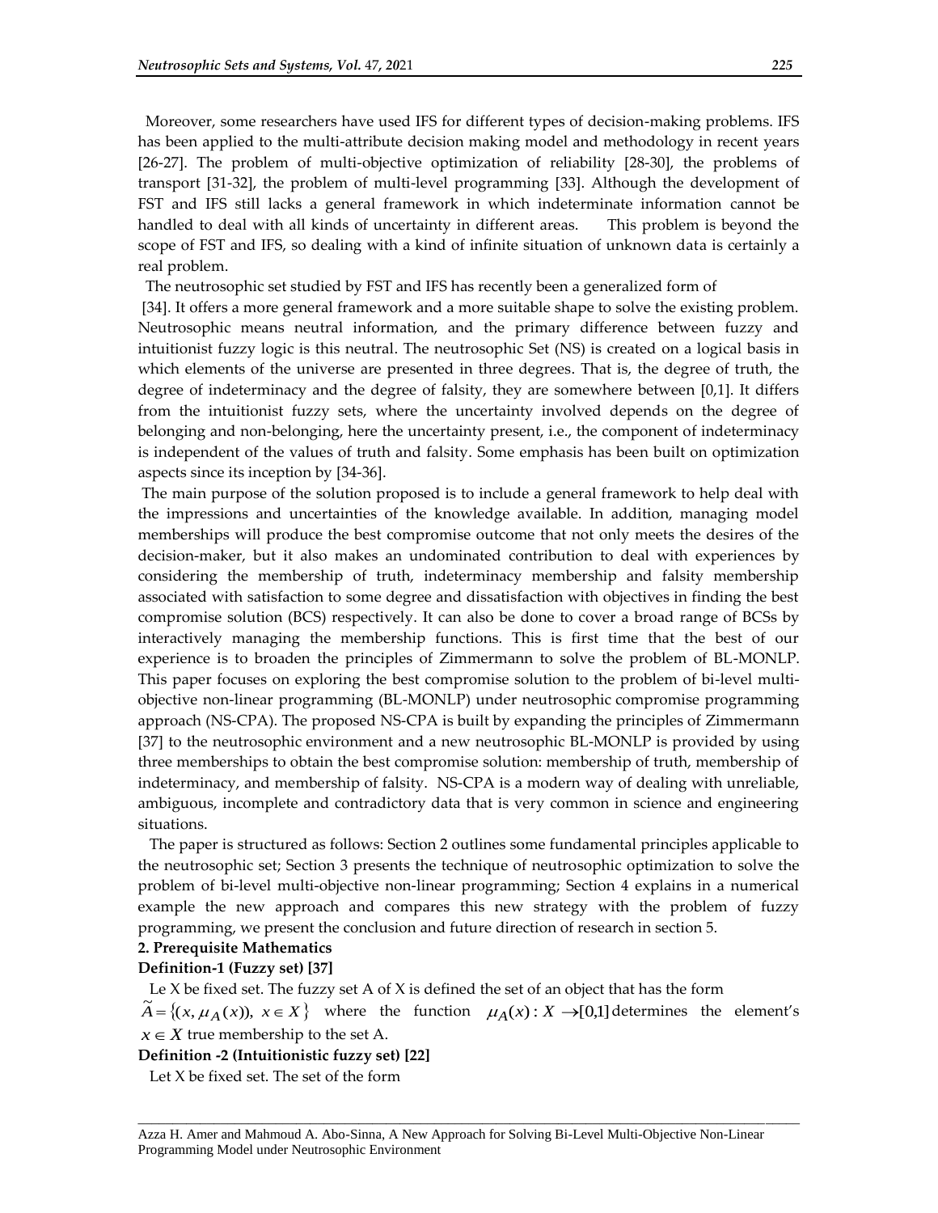Moreover, some researchers have used IFS for different types of decision-making problems. IFS has been applied to the multi-attribute decision making model and methodology in recent years [26-27]. The problem of multi-objective optimization of reliability [28-30], the problems of transport [31-32], the problem of multi-level programming [33]. Although the development of FST and IFS still lacks a general framework in which indeterminate information cannot be handled to deal with all kinds of uncertainty in different areas. This problem is beyond the scope of FST and IFS, so dealing with a kind of infinite situation of unknown data is certainly a real problem.

The neutrosophic set studied by FST and IFS has recently been a generalized form of [34]. It offers a more general framework and a more suitable shape to solve the existing problem. Neutrosophic means neutral information, and the primary difference between fuzzy and intuitionist fuzzy logic is this neutral. The neutrosophic Set (NS) is created on a logical basis in which elements of the universe are presented in three degrees. That is, the degree of truth, the degree of indeterminacy and the degree of falsity, they are somewhere between [0,1]. It differs from the intuitionist fuzzy sets, where the uncertainty involved depends on the degree of belonging and non-belonging, here the uncertainty present, i.e., the component of indeterminacy is independent of the values of truth and falsity. Some emphasis has been built on optimization aspects since its inception by [34-36].

The main purpose of the solution proposed is to include a general framework to help deal with the impressions and uncertainties of the knowledge available. In addition, managing model memberships will produce the best compromise outcome that not only meets the desires of the decision-maker, but it also makes an undominated contribution to deal with experiences by considering the membership of truth, indeterminacy membership and falsity membership associated with satisfaction to some degree and dissatisfaction with objectives in finding the best compromise solution (BCS) respectively. It can also be done to cover a broad range of BCSs by interactively managing the membership functions. This is first time that the best of our experience is to broaden the principles of Zimmermann to solve the problem of BL-MONLP. This paper focuses on exploring the best compromise solution to the problem of bi-level multi-objective non-linear programming (BL-MONLP) under neutrosophic compromise programming approach (NS-CPA). The proposed NS-CPA is built by expanding the principles of Zimmermann [37] to the neutrosophic environment and a new neutrosophic BL-MONLP is provided by using three memberships to obtain the best compromise solution: membership of truth, membership of indeterminacy, and membership of falsity. NS-CPA is a modern way of dealing with unreliable, ambiguous, incomplete and contradictory data that is very common in science and engineering situations.

The paper is structured as follows: Section 2 outlines some fundamental principles applicable to the neutrosophic set; Section 3 presents the technique of neutrosophic optimization to solve the problem of bi-level multi-objective non-linear programming; Section 4 explains in a numerical example the new approach and compares this new strategy with the problem of fuzzy programming, we present the conclusion and future direction of research in section 5.

## 2. Prerequisite Mathematics

**Definition-1 (Fuzzy set) [37]**

Le X be fixed set. The fuzzy set A of X is defined the set of an object that has the form $\widetilde{A}=\{(x,\mu_A(x)),\ x\in X\}$ where the function $\mu_A(x): X \to [0,1]$ determines the element's $x \in X$ true membership to the set A.

**Definition -2 (Intuitionistic fuzzy set) [22]**

Let X be fixed set. The set of the form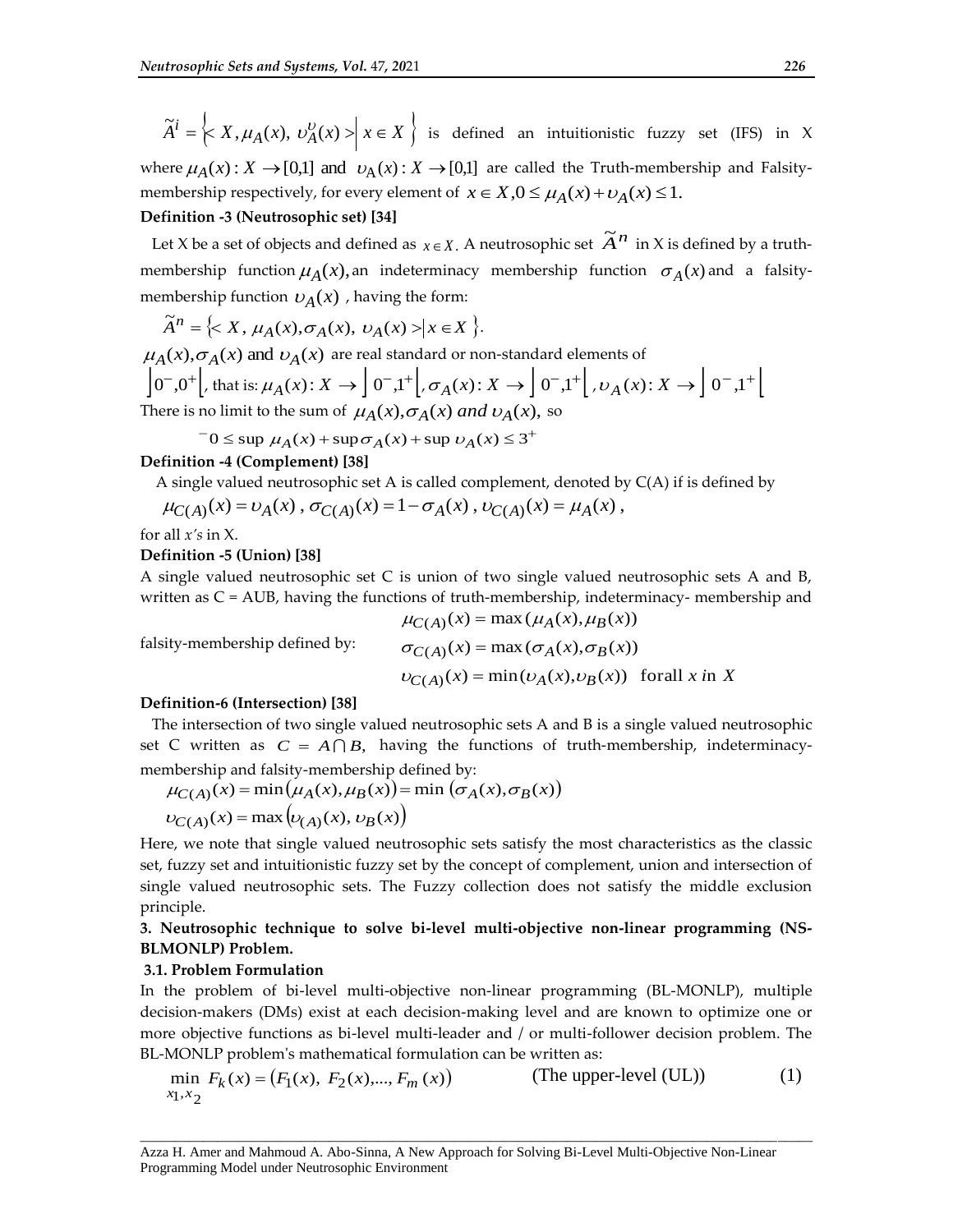$\widetilde{A}^i = \left\{ < X, \mu_A(x), \upsilon_A^{\upsilon}(x) > \middle| \, x \in X \right\}$ is defined an intuitionistic fuzzy set (IFS) in X where $\mu_A(x): X \to [0,1]$ and $\upsilon_A(x): X \to [0,1]$ are called the Truth-membership and Falsity-membership respectively, for every element of $x \in X, 0 \le \mu_A(x) + \upsilon_A(x) \le 1.$

**Definition -3 (Neutrosophic set) [34]**

Let X be a set of objects and defined as $x \in X$. A neutrosophic set $\widetilde{A}^n$ in X is defined by a truth-membership function $\mu_A(x)$, an indeterminacy membership function $\sigma_A(x)$ and a falsity-membership function $\upsilon_A(x)$ , having the form:

$$\widetilde{A}^n = \left\{ < X, \mu_A(x), \sigma_A(x), \upsilon_A(x) > \middle| \, x \in X \right\}.$$

$\mu_A(x), \sigma_A(x)$ and $\upsilon_A(x)$ are real standard or non-standard elements of $\left]0^-, 0^+\right[$, that is: $\mu_A(x): X \to \left]0^-, 1^+\right[$, $\sigma_A(x): X \to \left]0^-, 1^+\right[$, $\upsilon_A(x): X \to \left]0^-, 1^+\right[$

There is no limit to the sum of $\mu_A(x), \sigma_A(x)$ *and* $\upsilon_A(x)$, so

$$^-0 \le \sup \mu_A(x) + \sup \sigma_A(x) + \sup \upsilon_A(x) \le 3^+$$

**Definition -4 (Complement) [38]**

A single valued neutrosophic set A is called complement, denoted by C(A) if is defined by

$$\mu_{C(A)}(x) = \upsilon_A(x), \; \sigma_{C(A)}(x) = 1 - \sigma_A(x), \; \upsilon_{C(A)}(x) = \mu_A(x),$$

for all *x's* in X.

**Definition -5 (Union) [38]**

A single valued neutrosophic set C is union of two single valued neutrosophic sets A and B, written as C = AUB, having the functions of truth-membership, indeterminacy- membership and falsity-membership defined by:

$$\mu_{C(A)}(x) = \max(\mu_A(x), \mu_B(x))$$
$$\sigma_{C(A)}(x) = \max(\sigma_A(x), \sigma_B(x))$$
$$\upsilon_{C(A)}(x) = \min(\upsilon_A(x), \upsilon_B(x)) \quad \text{forall } x \text{ in } X$$

**Definition-6 (Intersection) [38]**

The intersection of two single valued neutrosophic sets A and B is a single valued neutrosophic set C written as $C = A \cap B$, having the functions of truth-membership, indeterminacy-membership and falsity-membership defined by:

$$\mu_{C(A)}(x) = \min(\mu_A(x), \mu_B(x)) = \min(\sigma_A(x), \sigma_B(x))$$
$$\upsilon_{C(A)}(x) = \max(\upsilon_{(A)}(x), \upsilon_B(x))$$

Here, we note that single valued neutrosophic sets satisfy the most characteristics as the classic set, fuzzy set and intuitionistic fuzzy set by the concept of complement, union and intersection of single valued neutrosophic sets. The Fuzzy collection does not satisfy the middle exclusion principle.

## 3. Neutrosophic technique to solve bi-level multi-objective non-linear programming (NS-BLMONLP) Problem.

### 3.1. Problem Formulation

In the problem of bi-level multi-objective non-linear programming (BL-MONLP), multiple decision-makers (DMs) exist at each decision-making level and are known to optimize one or more objective functions as bi-level multi-leader and / or multi-follower decision problem. The BL-MONLP problem's mathematical formulation can be written as:

$$\min_{x_1, x_2} F_k(x) = (F_1(x), F_2(x), ..., F_m(x)) \qquad \text{(The upper-level (UL))} \qquad (1)$$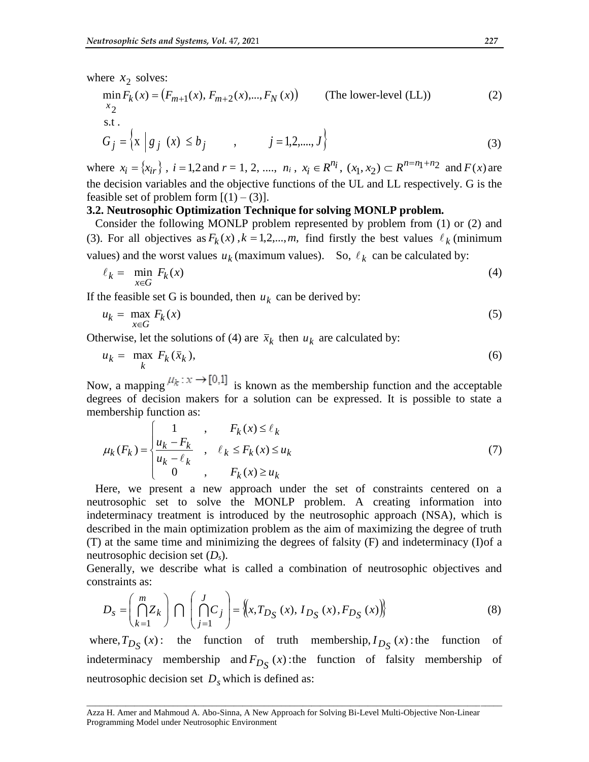where $x_2$ solves:

$$\min_{x_2} F_k(x) = \left(F_{m+1}(x),\, F_{m+2}(x), ..., F_N(x)\right) \qquad \text{(The lower-level (LL))} \tag{2}$$

s.t .

$$G_j = \left\{ \text{x} \;\middle|\; g_j\ (x)\ \le b_j \qquad , \qquad j = 1,2,...., J \right\} \tag{3}$$

where $x_i = \{x_{ir}\}$ , $i = 1,2$ and $r$ = 1, 2, ...., $n_i$ , $x_i \in R^{n_i}$, $(x_1, x_2) \subset R^{n=n_1+n_2}$ and $F(x)$ are the decision variables and the objective functions of the UL and LL respectively. G is the feasible set of problem form [(1) – (3)].

### 3.2. Neutrosophic Optimization Technique for solving MONLP problem.

Consider the following MONLP problem represented by problem from (1) or (2) and (3). For all objectives as $F_k(x)$ , $k = 1,2,...,m,$ find firstly the best values $\ell_k$ (minimum values) and the worst values $u_k$ (maximum values). So, $\ell_k$ can be calculated by:

$$\ell_k = \min_{x \in G} F_k(x) \tag{4}$$

If the feasible set G is bounded, then $u_k$ can be derived by:

$$u_k = \max_{x \in G} F_k(x) \tag{5}$$

Otherwise, let the solutions of (4) are $\bar{x}_k$ then $u_k$ are calculated by:

$$u_k = \max_{k} F_k(\bar{x}_k), \tag{6}$$

Now, a mapping $\mu_k : x \to [0,1]$ is known as the membership function and the acceptable degrees of decision makers for a solution can be expressed. It is possible to state a membership function as:

$$\mu_k(F_k) = \begin{cases} 1 & , \quad F_k(x) \le \ell_k \\ \dfrac{u_k - F_k}{u_k - \ell_k} & , \quad \ell_k \le F_k(x) \le u_k \\ 0 & , \quad F_k(x) \ge u_k \end{cases} \tag{7}$$

Here, we present a new approach under the set of constraints centered on a neutrosophic set to solve the MONLP problem. A creating information into indeterminacy treatment is introduced by the neutrosophic approach (NSA), which is described in the main optimization problem as the aim of maximizing the degree of truth (T) at the same time and minimizing the degrees of falsity (F) and indeterminacy (I)of a neutrosophic decision set ($D_s$).

Generally, we describe what is called a combination of neutrosophic objectives and constraints as:

$$D_s = \left( \bigcap_{k=1}^{m} Z_k \right) \bigcap \left( \bigcap_{j=1}^{J} C_j \right) = \left\{ \left( x, T_{D_S}(x),\, I_{D_S}(x), F_{D_S}(x) \right) \right\} \tag{8}$$

where, $T_{D_S}(x)$ : the function of truth membership, $I_{D_S}(x)$ : the function of indeterminacy membership and $F_{D_S}(x)$ : the function of falsity membership of neutrosophic decision set $D_s$ which is defined as: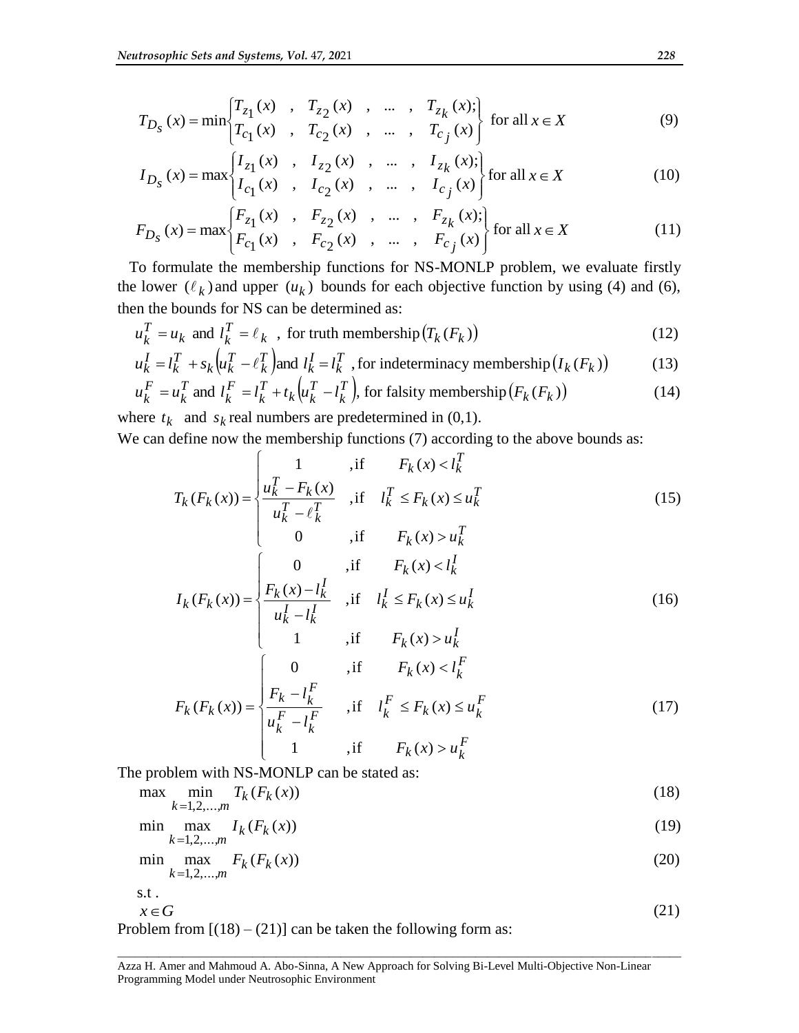$$T_{D_S}(x) = \min \begin{Bmatrix} T_{z_1}(x) & , & T_{z_2}(x) & , & \ldots & , & T_{z_k}(x); \\ T_{c_1}(x) & , & T_{c_2}(x) & , & \ldots & , & T_{c_j}(x) \end{Bmatrix} \text{ for all } x \in X \tag{9}$$

$$I_{D_S}(x) = \max \begin{Bmatrix} I_{z_1}(x) & , & I_{z_2}(x) & , & \ldots & , & I_{z_k}(x); \\ I_{c_1}(x) & , & I_{c_2}(x) & , & \ldots & , & I_{c_j}(x) \end{Bmatrix} \text{ for all } x \in X \tag{10}$$

$$F_{D_S}(x) = \max \begin{Bmatrix} F_{z_1}(x) & , & F_{z_2}(x) & , & \ldots & , & F_{z_k}(x); \\ F_{c_1}(x) & , & F_{c_2}(x) & , & \ldots & , & F_{c_j}(x) \end{Bmatrix} \text{ for all } x \in X \tag{11}$$

To formulate the membership functions for NS-MONLP problem, we evaluate firstly the lower $(\ell_k)$ and upper $(u_k)$ bounds for each objective function by using (4) and (6), then the bounds for NS can be determined as:

$$u_k^T = u_k \text{ and } l_k^T = \ell_k \text{ , for truth membership} \left(T_k(F_k)\right) \tag{12}$$

$$u_k^I = l_k^T + s_k\left(u_k^T - \ell_k^T\right) \text{and } l_k^I = l_k^T \text{ , for indeterminacy membership} \left(I_k(F_k)\right) \tag{13}$$

$$u_k^F = u_k^T \text{ and } l_k^F = l_k^T + t_k\left(u_k^T - l_k^T\right) \text{, for falsity membership} \left(F_k(F_k)\right) \tag{14}$$

where $t_k$ and $s_k$ real numbers are predetermined in (0,1).

We can define now the membership functions (7) according to the above bounds as:

$$T_k(F_k(x)) = \begin{cases} 1 & \text{,if} \quad F_k(x) < l_k^T \\ \dfrac{u_k^T - F_k(x)}{u_k^T - \ell_k^T} & \text{,if} \quad l_k^T \le F_k(x) \le u_k^T \\ 0 & \text{,if} \quad F_k(x) > u_k^T \end{cases} \tag{15}$$

$$I_k(F_k(x)) = \begin{cases} 0 & \text{,if} \quad F_k(x) < l_k^I \\ \dfrac{F_k(x) - l_k^I}{u_k^I - l_k^I} & \text{,if} \quad l_k^I \le F_k(x) \le u_k^I \\ 1 & \text{,if} \quad F_k(x) > u_k^I \end{cases} \tag{16}$$

$$F_k(F_k(x)) = \begin{cases} 0 & \text{,if} \quad F_k(x) < l_k^F \\ \dfrac{F_k - l_k^F}{u_k^F - l_k^F} & \text{,if} \quad l_k^F \le F_k(x) \le u_k^F \\ 1 & \text{,if} \quad F_k(x) > u_k^F \end{cases} \tag{17}$$

The problem with NS-MONLP can be stated as:

$$\max \min_{k=1,2,\ldots,m} T_k(F_k(x)) \tag{18}$$

$$\min \max_{k=1,2,\ldots,m} I_k(F_k(x)) \tag{19}$$

$$\min \max_{k=1,2,\ldots,m} F_k(F_k(x)) \tag{20}$$

s.t .

$$x \in G \tag{21}$$

Problem from [(18) – (21)] can be taken the following form as: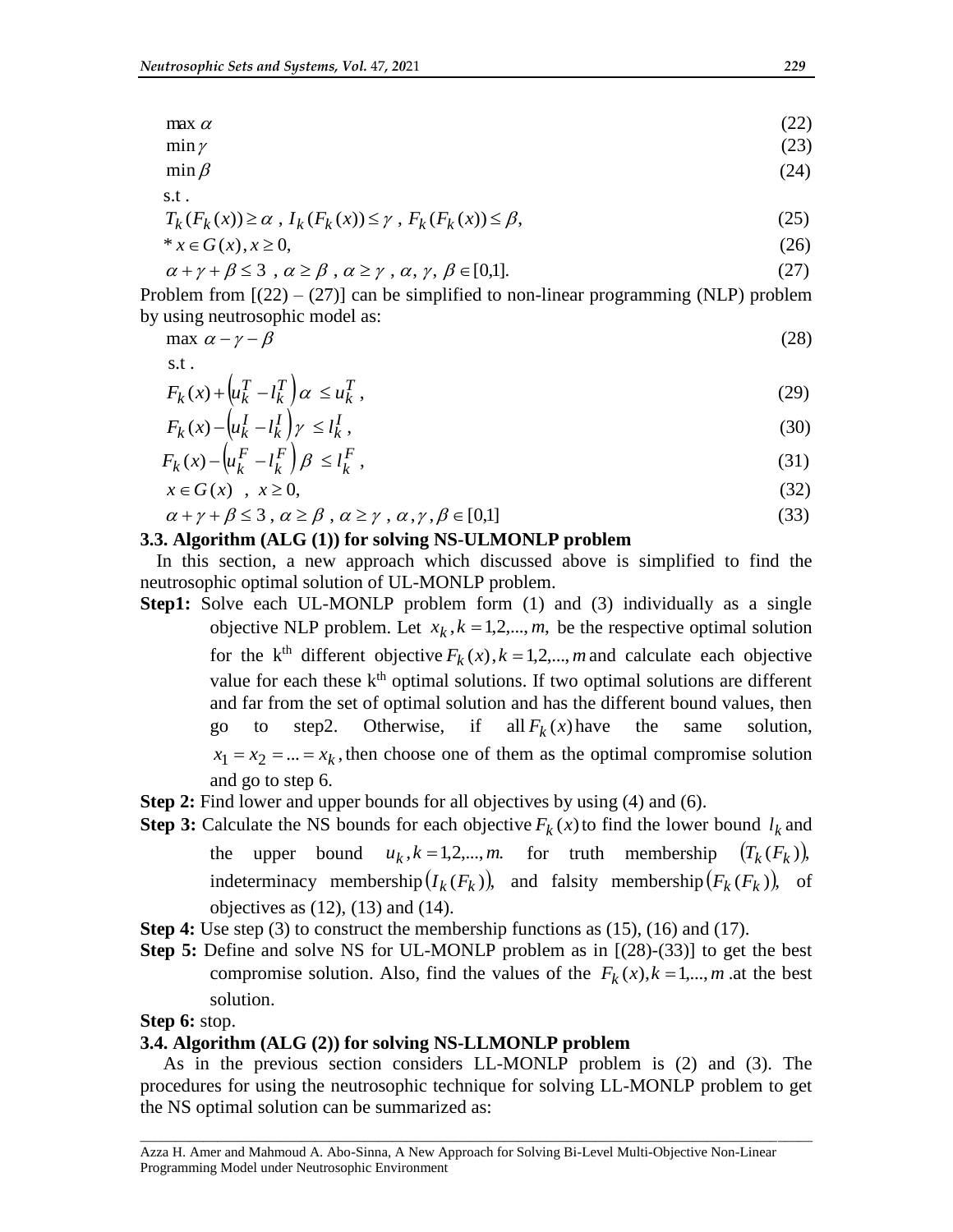$$\max \alpha \tag{22}$$

$$\min \gamma \tag{23}$$

$$\min \beta \tag{24}$$

s.t .

$$T_k(F_k(x)) \geq \alpha \ , \ I_k(F_k(x)) \leq \gamma \ , \ F_k(F_k(x)) \leq \beta, \tag{25}$$

$$* \ x \in G(x), x \geq 0, \tag{26}$$

$$\alpha + \gamma + \beta \leq 3 \ , \ \alpha \geq \beta \ , \ \alpha \geq \gamma \ , \ \alpha, \ \gamma, \ \beta \in [0,1]. \tag{27}$$

Problem from [(22) – (27)] can be simplified to non-linear programming (NLP) problem by using neutrosophic model as:

$$\max \ \alpha - \gamma - \beta \tag{28}$$

s.t .

$$F_k(x) + \left(u_k^T - l_k^T\right)\alpha \ \leq u_k^T \ , \tag{29}$$

$$F_k(x) - \left(u_k^I - l_k^I\right)\gamma \ \leq l_k^I \ , \tag{30}$$

$$F_k(x) - \left(u_k^F - l_k^F\right)\beta \ \leq l_k^F \ , \tag{31}$$

$$x \in G(x) \ \ , \ \ x \geq 0, \tag{32}$$

$$\alpha + \gamma + \beta \leq 3 \ , \ \alpha \geq \beta \ , \ \alpha \geq \gamma \ , \ \alpha, \gamma, \beta \in [0,1] \tag{33}$$

### 3.3. Algorithm (ALG (1)) for solving NS-ULMONLP problem

In this section, a new approach which discussed above is simplified to find the neutrosophic optimal solution of UL-MONLP problem.

**Step1:** Solve each UL-MONLP problem form (1) and (3) individually as a single objective NLP problem. Let $x_k, k = 1,2,...,m,$ be the respective optimal solution for the k[th] different objective $F_k(x), k = 1,2,...,m$ and calculate each objective value for each these k[th] optimal solutions. If two optimal solutions are different and far from the set of optimal solution and has the different bound values, then go to step2. Otherwise, if all $F_k(x)$ have the same solution, $x_1 = x_2 = ... = x_k$, then choose one of them as the optimal compromise solution and go to step 6.

**Step 2:** Find lower and upper bounds for all objectives by using (4) and (6).

**Step 3:** Calculate the NS bounds for each objective $F_k(x)$ to find the lower bound $l_k$ and the upper bound $u_k, k = 1,2,...,m.$ for truth membership $\left(T_k(F_k)\right)$, indeterminacy membership $\left(I_k(F_k)\right)$, and falsity membership $\left(F_k(F_k)\right)$, of objectives as (12), (13) and (14).

**Step 4:** Use step (3) to construct the membership functions as (15), (16) and (17).

**Step 5:** Define and solve NS for UL-MONLP problem as in [(28)-(33)] to get the best compromise solution. Also, find the values of the $F_k(x), k = 1,..., m$ .at the best solution.

**Step 6:** stop.

### 3.4. Algorithm (ALG (2)) for solving NS-LLMONLP problem

As in the previous section considers LL-MONLP problem is (2) and (3). The procedures for using the neutrosophic technique for solving LL-MONLP problem to get the NS optimal solution can be summarized as: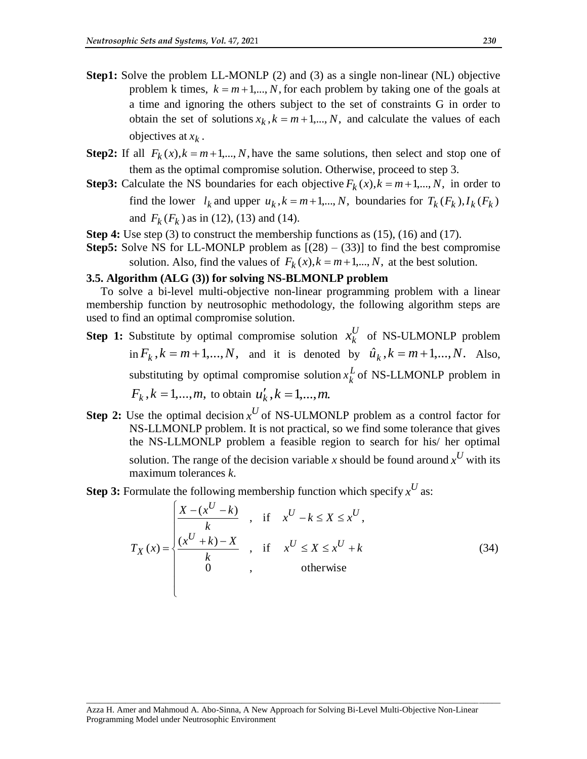**Step1:** Solve the problem LL-MONLP (2) and (3) as a single non-linear (NL) objective problem k times, $k = m+1,..., N,$ for each problem by taking one of the goals at a time and ignoring the others subject to the set of constraints G in order to obtain the set of solutions $x_k, k = m+1,..., N,$ and calculate the values of each objectives at $x_k$.

**Step2:** If all $F_k(x), k = m+1,..., N,$ have the same solutions, then select and stop one of them as the optimal compromise solution. Otherwise, proceed to step 3.

**Step3:** Calculate the NS boundaries for each objective $F_k(x), k = m+1,..., N,$ in order to find the lower $l_k$ and upper $u_k, k = m+1,..., N,$ boundaries for $T_k(F_k), I_k(F_k)$ and $F_k(F_k)$ as in (12), (13) and (14).

**Step 4:** Use step (3) to construct the membership functions as (15), (16) and (17).

**Step5:** Solve NS for LL-MONLP problem as [(28) – (33)] to find the best compromise solution. Also, find the values of $F_k(x), k = m+1,..., N,$ at the best solution.

### 3.5. Algorithm (ALG (3)) for solving NS-BLMONLP problem

To solve a bi-level multi-objective non-linear programming problem with a linear membership function by neutrosophic methodology, the following algorithm steps are used to find an optimal compromise solution.

**Step 1:** Substitute by optimal compromise solution $x_k^U$ of NS-ULMONLP problem in $F_k, k = m+1,..., N,$ and it is denoted by $\hat{u}_k, k = m+1,..., N.$ Also, substituting by optimal compromise solution $x_k^L$ of NS-LLMONLP problem in $F_k, k = 1,..., m,$ to obtain $u'_k, k = 1,..., m.$

**Step 2:** Use the optimal decision $x^U$ of NS-ULMONLP problem as a control factor for NS-LLMONLP problem. It is not practical, so we find some tolerance that gives the NS-LLMONLP problem a feasible region to search for his/ her optimal solution. The range of the decision variable *x* should be found around $x^U$ with its maximum tolerances *k*.

**Step 3:** Formulate the following membership function which specify $x^U$ as:

$$T_X(x) = \begin{cases} \dfrac{X - (x^U - k)}{k} & , \text{ if } \quad x^U - k \le X \le x^U, \\ \dfrac{(x^U + k) - X}{k} & , \text{ if } \quad x^U \le X \le x^U + k \\ 0 & , \qquad \text{otherwise} \end{cases} \tag{34}$$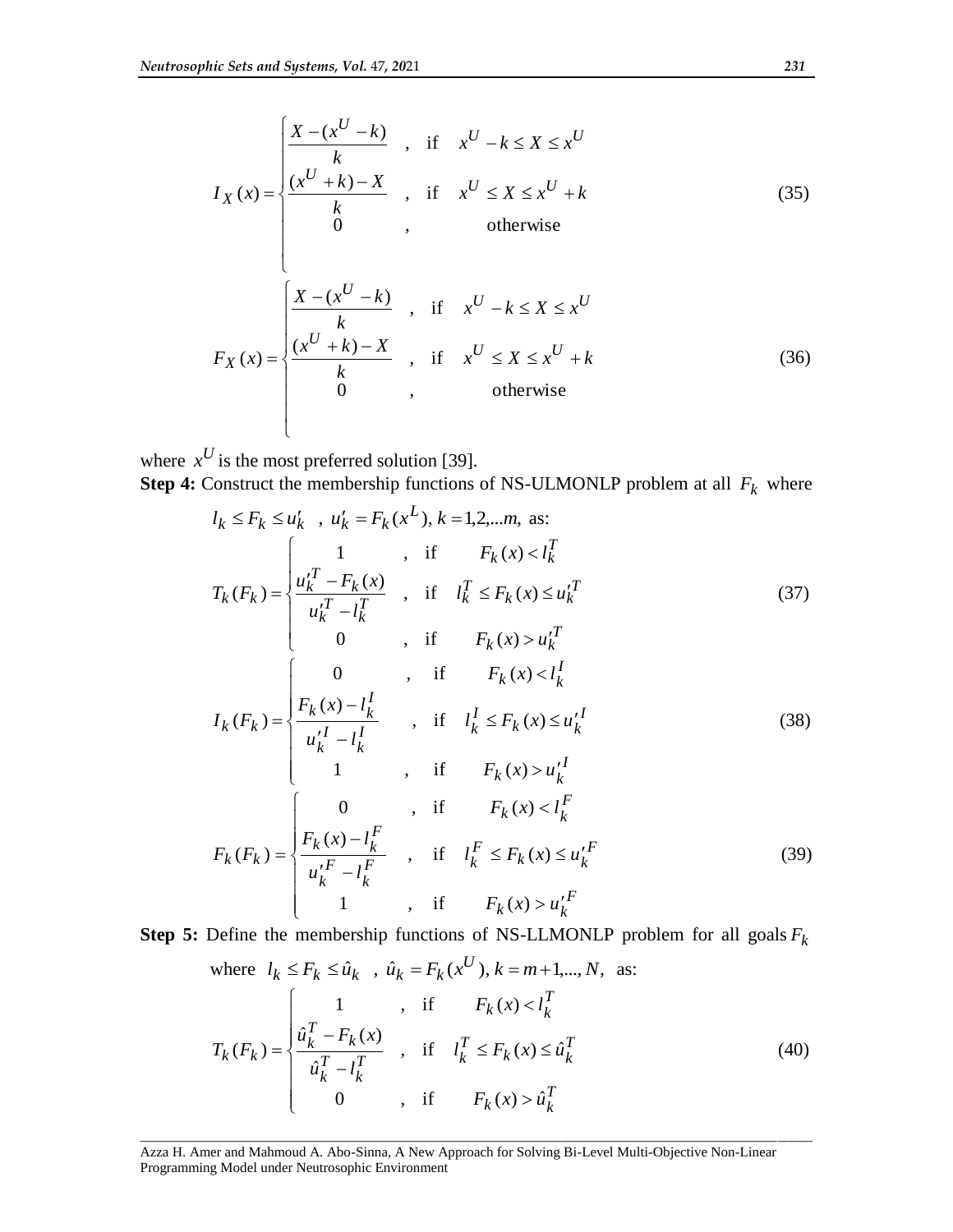$$I_X(x) = \begin{cases} \dfrac{X - (x^U - k)}{k} & , \text{ if } \quad x^U - k \le X \le x^U \\ \dfrac{(x^U + k) - X}{k} & , \text{ if } \quad x^U \le X \le x^U + k \\ 0 & , \quad \text{otherwise} \end{cases} \tag{35}$$

$$F_X(x) = \begin{cases} \dfrac{X - (x^U - k)}{k} & , \text{ if } \quad x^U - k \le X \le x^U \\ \dfrac{(x^U + k) - X}{k} & , \text{ if } \quad x^U \le X \le x^U + k \\ 0 & , \quad \text{otherwise} \end{cases} \tag{36}$$

where $x^U$ is the most preferred solution [39].

**Step 4:** Construct the membership functions of NS-ULMONLP problem at all $F_k$ where

$l_k \le F_k \le u'_k \;\; , \; u'_k = F_k(x^L), k = 1,2,...m,$ as:

$$T_k(F_k) = \begin{cases} 1 & , \text{ if } \quad F_k(x) < l_k^T \\ \dfrac{u_k'^T - F_k(x)}{u_k'^T - l_k^T} & , \text{ if } \quad l_k^T \le F_k(x) \le u_k'^T \\ 0 & , \text{ if } \quad F_k(x) > u_k'^T \end{cases} \tag{37}$$

$$I_k(F_k) = \begin{cases} 0 & , \text{ if } \quad F_k(x) < l_k^I \\ \dfrac{F_k(x) - l_k^I}{u_k'^I - l_k^I} & , \text{ if } \quad l_k^I \le F_k(x) \le u_k'^I \\ 1 & , \text{ if } \quad F_k(x) > u_k'^I \end{cases} \tag{38}$$

$$F_k(F_k) = \begin{cases} 0 & , \text{ if } \quad F_k(x) < l_k^F \\ \dfrac{F_k(x) - l_k^F}{u_k'^F - l_k^F} & , \text{ if } \quad l_k^F \le F_k(x) \le u_k'^F \\ 1 & , \text{ if } \quad F_k(x) > u_k'^F \end{cases} \tag{39}$$

**Step 5:** Define the membership functions of NS-LLMONLP problem for all goals $F_k$

where $l_k \le F_k \le \hat{u}_k \;\; , \; \hat{u}_k = F_k(x^U), k = m+1,..., N,$ as:

$$T_k(F_k) = \begin{cases} 1 & , \text{ if } \quad F_k(x) < l_k^T \\ \dfrac{\hat{u}_k^T - F_k(x)}{\hat{u}_k^T - l_k^T} & , \text{ if } \quad l_k^T \le F_k(x) \le \hat{u}_k^T \\ 0 & , \text{ if } \quad F_k(x) > \hat{u}_k^T \end{cases} \tag{40}$$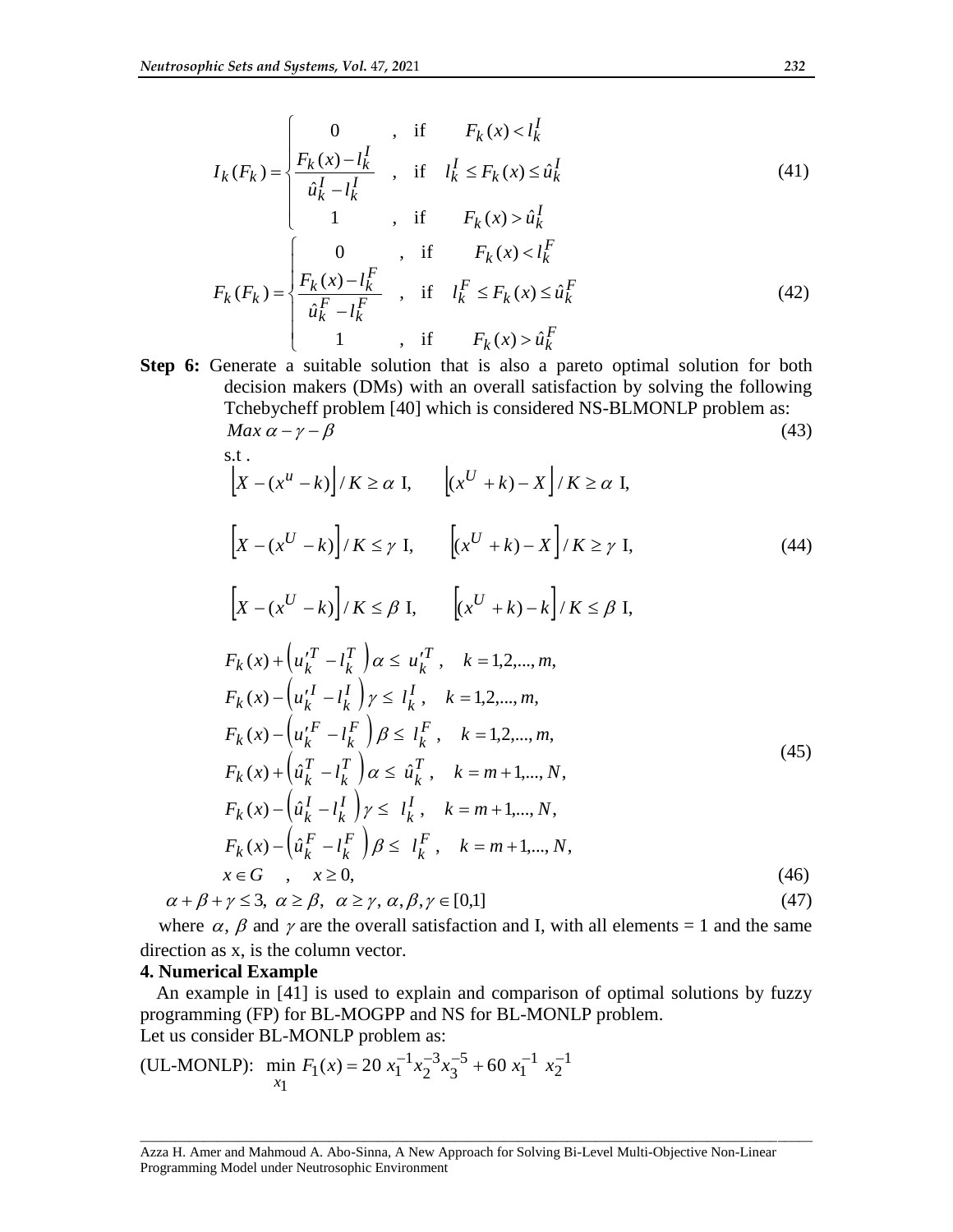$$I_k(F_k)=\begin{cases}0 & , \text{ if } \quad F_k(x)<l_k^I \\ \dfrac{F_k(x)-l_k^I}{\hat{u}_k^I-l_k^I} & , \text{ if } \quad l_k^I \le F_k(x) \le \hat{u}_k^I \\ 1 & , \text{ if } \quad F_k(x)>\hat{u}_k^I\end{cases} \tag{41}$$

$$F_k(F_k)=\begin{cases}0 & , \text{ if } \quad F_k(x)<l_k^F \\ \dfrac{F_k(x)-l_k^F}{\hat{u}_k^F-l_k^F} & , \text{ if } \quad l_k^F \le F_k(x) \le \hat{u}_k^F \\ 1 & , \text{ if } \quad F_k(x)>\hat{u}_k^F\end{cases} \tag{42}$$

**Step 6:** Generate a suitable solution that is also a pareto optimal solution for both decision makers (DMs) with an overall satisfaction by solving the following Tchebycheff problem [40] which is considered NS-BLMONLP problem as:

$$Max\ \alpha-\gamma-\beta \tag{43}$$

s.t .

$$\left[X-(x^u-k)\right]/K \ge \alpha \text{ I}, \qquad \left[(x^U+k)-X\right]/K \ge \alpha \text{ I},$$

$$\left[X-(x^U-k)\right]/K \le \gamma \text{ I}, \qquad \left[(x^U+k)-X\right]/K \ge \gamma \text{ I}, \tag{44}$$

$$\left[X-(x^U-k)\right]/K \le \beta \text{ I}, \qquad \left[(x^U+k)-k\right]/K \le \beta \text{ I},$$

$$\begin{aligned}
&F_k(x)+\left(u_k'^T-l_k^T\right)\alpha \le u_k'^T, \quad k=1,2,...,m,\\
&F_k(x)-\left(u_k'^I-l_k^I\right)\gamma \le l_k^I, \quad k=1,2,...,m,\\
&F_k(x)-\left(u_k'^F-l_k^F\right)\beta \le l_k^F, \quad k=1,2,...,m,\\
&F_k(x)+\left(\hat{u}_k^T-l_k^T\right)\alpha \le \hat{u}_k^T, \quad k=m+1,...,N,\\
&F_k(x)-\left(\hat{u}_k^I-l_k^I\right)\gamma \le l_k^I, \quad k=m+1,...,N,\\
&F_k(x)-\left(\hat{u}_k^F-l_k^F\right)\beta \le l_k^F, \quad k=m+1,...,N,
\end{aligned} \tag{45}$$

$$x \in G \quad , \quad x \ge 0, \tag{46}$$

$$\alpha+\beta+\gamma \le 3,\ \alpha \ge \beta,\ \ \alpha \ge \gamma,\ \alpha,\beta,\gamma \in [0,1] \tag{47}$$

where $\alpha$, $\beta$ and $\gamma$ are the overall satisfaction and I, with all elements = 1 and the same direction as x, is the column vector.

## 4. Numerical Example

An example in [41] is used to explain and comparison of optimal solutions by fuzzy programming (FP) for BL-MOGPP and NS for BL-MONLP problem.

Let us consider BL-MONLP problem as:

(UL-MONLP): $\min\limits_{x_1} F_1(x)=20\ x_1^{-1}x_2^{-3}x_3^{-5}+60\ x_1^{-1}\ x_2^{-1}$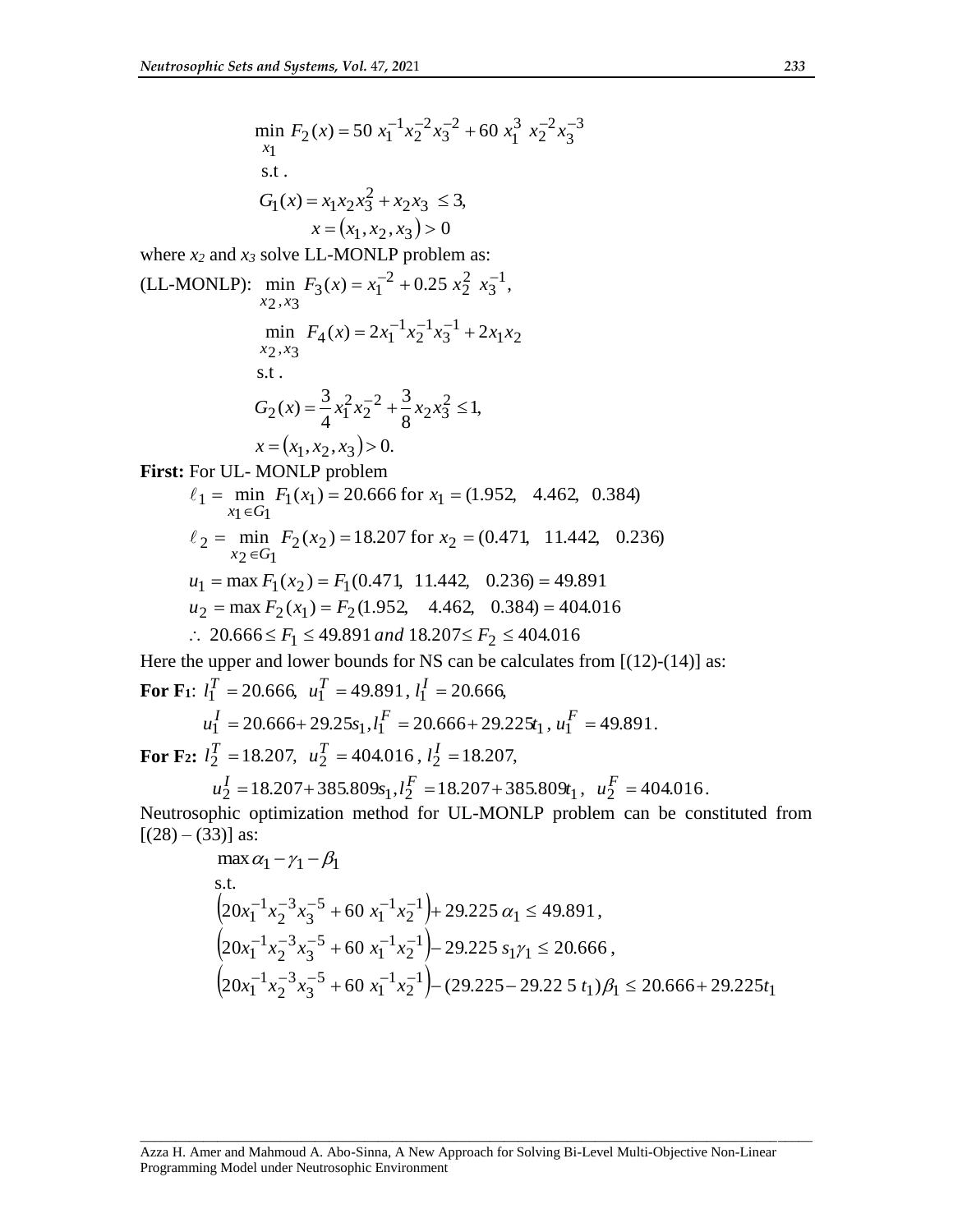$$\min_{x_1} F_2(x) = 50\ x_1^{-1} x_2^{-2} x_3^{-2} + 60\ x_1^{3}\ x_2^{-2} x_3^{-3}$$

$$\text{s.t.}$$

$$G_1(x) = x_1 x_2 x_3^2 + x_2 x_3 \le 3,$$

$$x = (x_1, x_2, x_3) > 0$$

where $x_2$ and $x_3$ solve LL-MONLP problem as:

(LL-MONLP): $\min_{x_2, x_3} F_3(x) = x_1^{-2} + 0.25\ x_2^2\ x_3^{-1},$

$$\min_{x_2, x_3} F_4(x) = 2x_1^{-1} x_2^{-1} x_3^{-1} + 2x_1 x_2$$

$$\text{s.t.}$$

$$G_2(x) = \frac{3}{4} x_1^2 x_2^{-2} + \frac{3}{8} x_2 x_3^2 \le 1,$$

$$x = (x_1, x_2, x_3) > 0.$$

**First:** For UL- MONLP problem

$$\ell_1 = \min_{x_1 \in G_1} F_1(x_1) = 20.666 \text{ for } x_1 = (1.952, \quad 4.462, \quad 0.384)$$

$$\ell_2 = \min_{x_2 \in G_1} F_2(x_2) = 18.207 \text{ for } x_2 = (0.471, \quad 11.442, \quad 0.236)$$

$$u_1 = \max F_1(x_2) = F_1(0.471, \quad 11.442, \quad 0.236) = 49.891$$

$$u_2 = \max F_2(x_1) = F_2(1.952, \quad 4.462, \quad 0.384) = 404.016$$

$$\therefore\ 20.666 \le F_1 \le 49.891 \text{ and } 18.207 \le F_2 \le 404.016$$

Here the upper and lower bounds for NS can be calculates from [(12)-(14)] as:

**For F1**: $l_1^T = 20.666,\ u_1^T = 49.891,\ l_1^I = 20.666,$

$$u_1^I = 20.666 + 29.25 s_1, l_1^F = 20.666 + 29.225 t_1,\ u_1^F = 49.891.$$

**For F2:** $l_2^T = 18.207,\ u_2^T = 404.016,\ l_2^I = 18.207,$

$$u_2^I = 18.207 + 385.809 s_1, l_2^F = 18.207 + 385.809 t_1,\ u_2^F = 404.016.$$

Neutrosophic optimization method for UL-MONLP problem can be constituted from [(28) – (33)] as:

$$\max \alpha_1 - \gamma_1 - \beta_1$$

$$\text{s.t.}$$

$$\left(20x_1^{-1} x_2^{-3} x_3^{-5} + 60\ x_1^{-1} x_2^{-1}\right) + 29.225\ \alpha_1 \le 49.891,$$

$$\left(20x_1^{-1} x_2^{-3} x_3^{-5} + 60\ x_1^{-1} x_2^{-1}\right) - 29.225\ s_1 \gamma_1 \le 20.666,$$

$$\left(20x_1^{-1} x_2^{-3} x_3^{-5} + 60\ x_1^{-1} x_2^{-1}\right) - (29.225 - 29.22\,5\ t_1)\beta_1 \le 20.666 + 29.225 t_1$$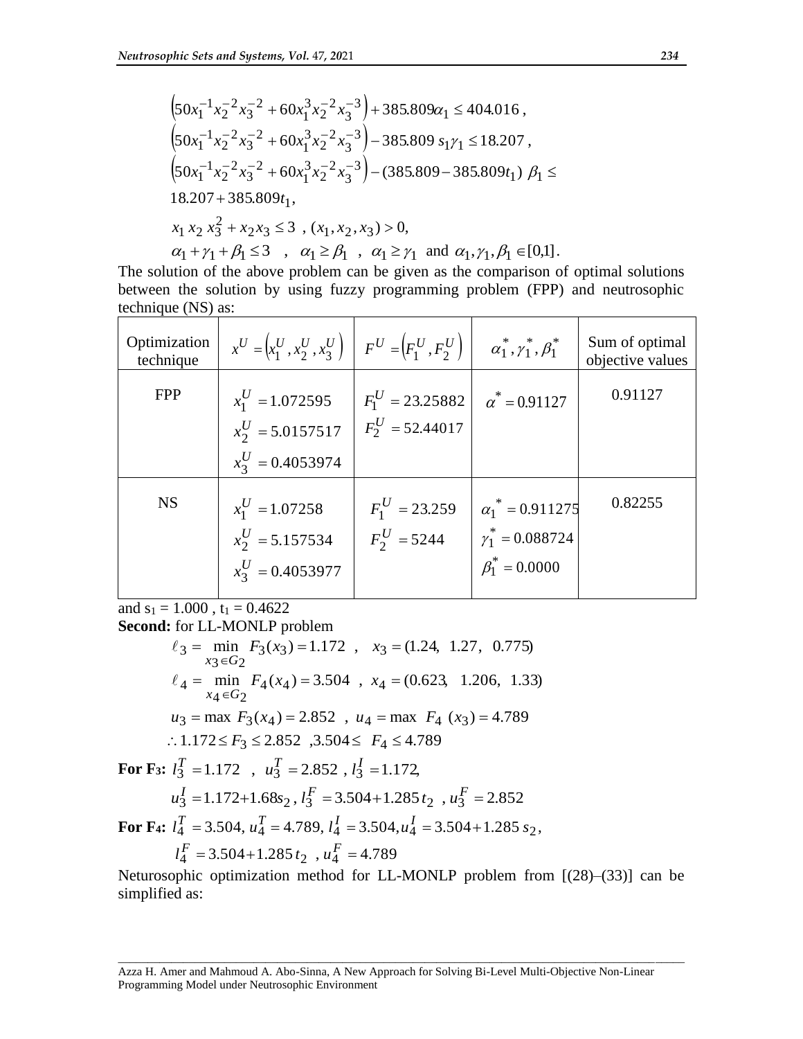$$\left(50x_1^{-1}x_2^{-2}x_3^{-2}+60x_1^{3}x_2^{-2}x_3^{-3}\right)+385.809\alpha_1 \le 404.016\ ,$$

$$\left(50x_1^{-1}x_2^{-2}x_3^{-2}+60x_1^{3}x_2^{-2}x_3^{-3}\right)-385.809\ s_1\gamma_1 \le 18.207\ ,$$

$$\left(50x_1^{-1}x_2^{-2}x_3^{-2}+60x_1^{3}x_2^{-2}x_3^{-3}\right)-(385.809-385.809t_1)\ \beta_1 \le$$

$$18.207+385.809t_1,$$

$$x_1\, x_2\, x_3^2 + x_2 x_3 \le 3\ \ ,\ (x_1, x_2, x_3) > 0,$$

$$\alpha_1+\gamma_1+\beta_1 \le 3\quad ,\quad \alpha_1 \ge \beta_1\ \ ,\ \ \alpha_1 \ge \gamma_1\ \text{ and }\ \alpha_1,\gamma_1,\beta_1 \in [0,1].$$

The solution of the above problem can be given as the comparison of optimal solutions between the solution by using fuzzy programming problem (FPP) and neutrosophic technique (NS) as:

| Optimization technique | $x^U=\left(x_1^U, x_2^U, x_3^U\right)$ | $F^U=\left(F_1^U, F_2^U\right)$ | $\alpha_1^*, \gamma_1^*, \beta_1^*$ | Sum of optimal objective values |
|---|---|---|---|---|
| FPP | $x_1^U=1.072595$ $x_2^U=5.0157517$ $x_3^U=0.4053974$ | $F_1^U=23.25882$ $F_2^U=52.44017$ | $\alpha^*=0.91127$ | 0.91127 |
| NS | $x_1^U=1.07258$ $x_2^U=5.157534$ $x_3^U=0.4053977$ | $F_1^U=23.259$ $F_2^U=5244$ | $\alpha_1^*=0.911275$ $\gamma_1^*=0.088724$ $\beta_1^*=0.0000$ | 0.82255 |

and $s_1 = 1.000$ , $t_1 = 0.4622$

**Second:** for LL-MONLP problem

$$\ell_3 = \min_{x_3\in G_2} F_3(x_3) = 1.172\ \ ,\quad x_3=(1.24,\ \ 1.27,\ \ 0.775)$$

$$\ell_4 = \min_{x_4\in G_2} F_4(x_4) = 3.504\ \ ,\ \ x_4=(0.623,\ \ 1.206,\ \ 1.33)$$

$$u_3=\max\ F_3(x_4)=2.852\ \ ,\ \ u_4=\max\ \ F_4\ \ (x_3)=4.789$$

$$\therefore 1.172 \le F_3 \le 2.852\ \ ,3.504 \le\ \ F_4 \le 4.789$$

**For F₃:** $l_3^T=1.172\ \ ,\ \ u_3^T=2.852\ ,\ l_3^I=1.172,$

$$u_3^I=1.172{+}1.68s_2\ ,\ l_3^F=3.504+1.285\,t_2\ \ ,\ u_3^F=2.852$$

**For F₄:** $l_4^T=3.504,\ u_4^T=4.789,\ l_4^I=3.504, u_4^I=3.504+1.285\ s_2,$

$$l_4^F=3.504+1.285\,t_2\ \ ,\ u_4^F=4.789$$

Neturosophic optimization method for LL-MONLP problem from [(28)–(33)] can be simplified as: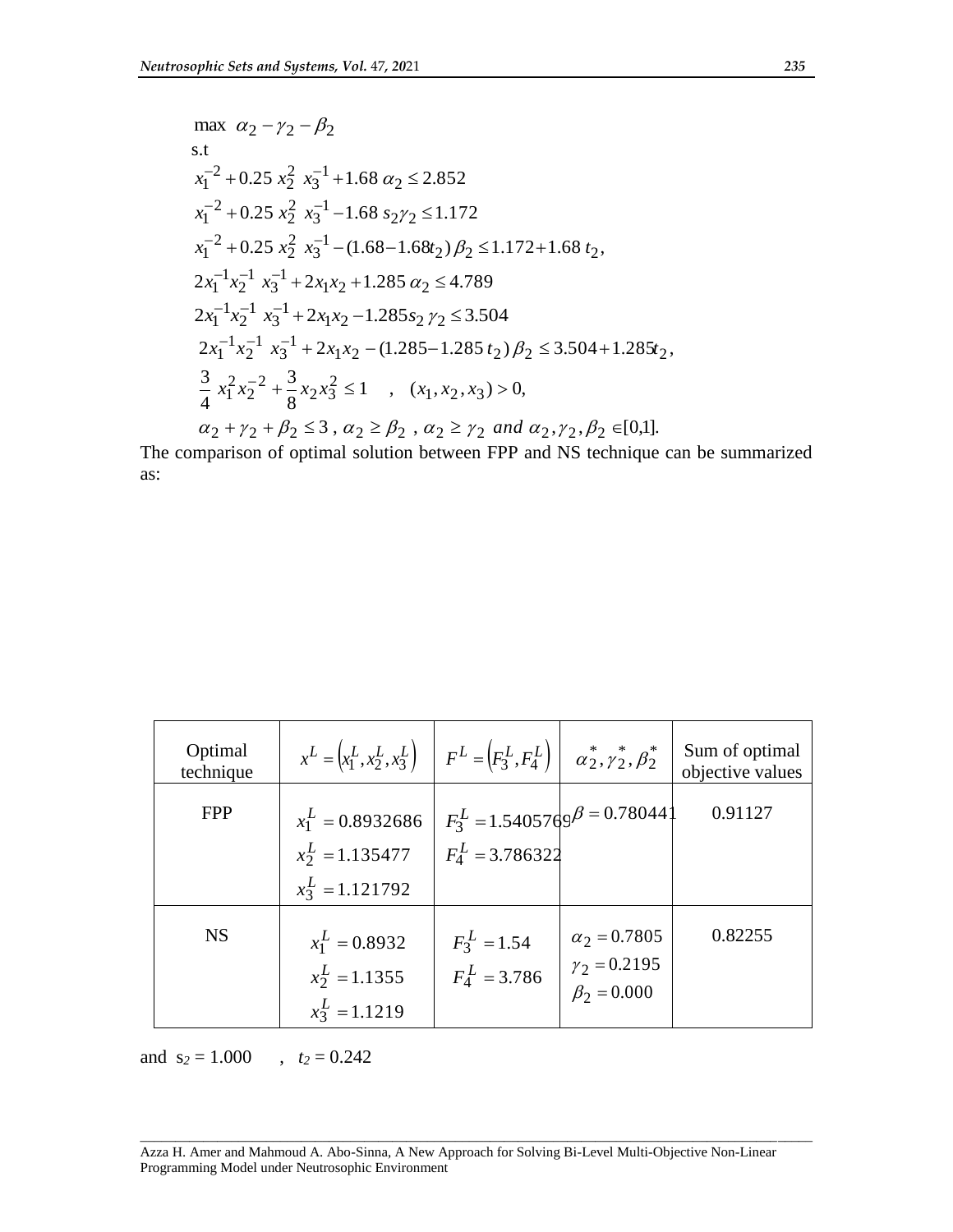$$
\begin{aligned}
&\max\ \alpha_2 - \gamma_2 - \beta_2 \\
&\text{s.t} \\
&x_1^{-2} + 0.25\, x_2^2\, x_3^{-1} + 1.68\,\alpha_2 \le 2.852 \\
&x_1^{-2} + 0.25\, x_2^2\, x_3^{-1} - 1.68\, s_2\gamma_2 \le 1.172 \\
&x_1^{-2} + 0.25\, x_2^2\, x_3^{-1} - (1.68 - 1.68 t_2)\,\beta_2 \le 1.172 + 1.68\, t_2, \\
&2x_1^{-1}x_2^{-1}\, x_3^{-1} + 2x_1x_2 + 1.285\,\alpha_2 \le 4.789 \\
&2x_1^{-1}x_2^{-1}\, x_3^{-1} + 2x_1x_2 - 1.285 s_2\,\gamma_2 \le 3.504 \\
&2x_1^{-1}x_2^{-1}\, x_3^{-1} + 2x_1x_2 - (1.285 - 1.285\, t_2)\,\beta_2 \le 3.504 + 1.285 t_2, \\
&\frac{3}{4}\, x_1^2 x_2^{-2} + \frac{3}{8} x_2 x_3^2 \le 1 \quad , \quad (x_1, x_2, x_3) > 0, \\
&\alpha_2 + \gamma_2 + \beta_2 \le 3\ ,\ \alpha_2 \ge \beta_2\ ,\ \alpha_2 \ge \gamma_2\ \ and\ \alpha_2, \gamma_2, \beta_2 \in [0,1].
\end{aligned}
$$

The comparison of optimal solution between FPP and NS technique can be summarized as:

| Optimal technique | $x^L = \left(x_1^L, x_2^L, x_3^L\right)$ | $F^L = \left(F_3^L, F_4^L\right)$ | $\alpha_2^*, \gamma_2^*, \beta_2^*$ | Sum of optimal objective values |
|---|---|---|---|---|
| FPP | $x_1^L = 0.8932686$<br>$x_2^L = 1.135477$<br>$x_3^L = 1.121792$ | $F_3^L = 1.5405769$<br>$F_4^L = 3.786322$ | $\beta = 0.780441$ | 0.91127 |
| NS | $x_1^L = 0.8932$<br>$x_2^L = 1.1355$<br>$x_3^L = 1.1219$ | $F_3^L = 1.54$<br>$F_4^L = 3.786$ | $\alpha_2 = 0.7805$<br>$\gamma_2 = 0.2195$<br>$\beta_2 = 0.000$ | 0.82255 |

and $s_2 = 1.000$ , $t_2 = 0.242$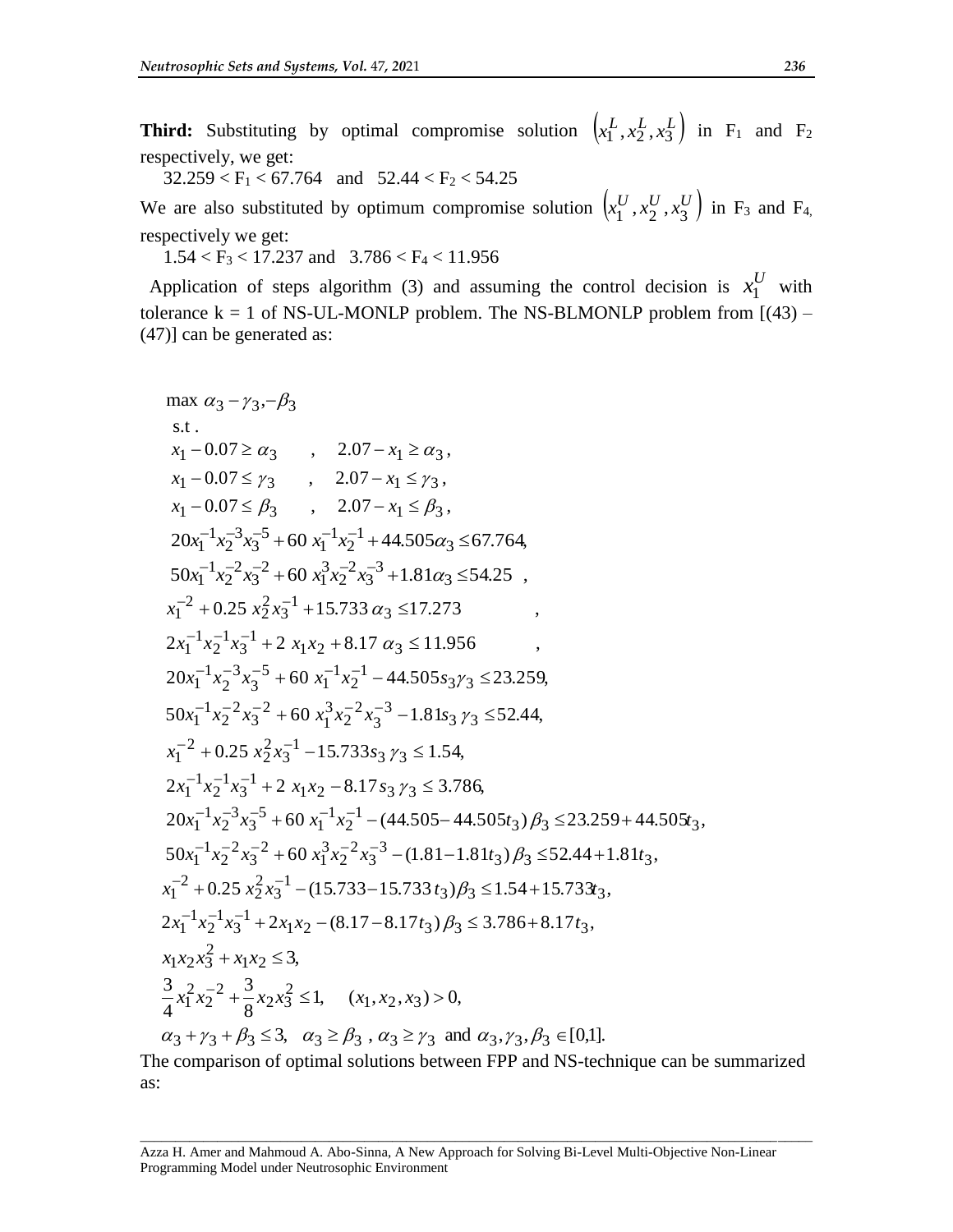**Third:** Substituting by optimal compromise solution $\left(x_1^L, x_2^L, x_3^L\right)$ in $F_1$ and $F_2$ respectively, we get:

$32.259 < F_1 < 67.764$ and $52.44 < F_2 < 54.25$

We are also substituted by optimum compromise solution $\left(x_1^U, x_2^U, x_3^U\right)$ in $F_3$ and $F_4$, respectively we get:

$1.54 < F_3 < 17.237$ and $3.786 < F_4 < 11.956$

Application of steps algorithm (3) and assuming the control decision is $x_1^U$ with tolerance k = 1 of NS-UL-MONLP problem. The NS-BLMONLP problem from [(43) – (47)] can be generated as:

$$
\begin{aligned}
&\max\ \alpha_3 - \gamma_3, -\beta_3 \\
&\text{s.t.} \\
&x_1 - 0.07 \ge \alpha_3 \quad , \quad 2.07 - x_1 \ge \alpha_3 , \\
&x_1 - 0.07 \le \gamma_3 \quad , \quad 2.07 - x_1 \le \gamma_3 , \\
&x_1 - 0.07 \le \beta_3 \quad , \quad 2.07 - x_1 \le \beta_3 , \\
&20x_1^{-1}x_2^{-3}x_3^{-5} + 60\, x_1^{-1}x_2^{-1} + 44.505\alpha_3 \le 67.764, \\
&50x_1^{-1}x_2^{-2}x_3^{-2} + 60\, x_1^{3}x_2^{-2}x_3^{-3} + 1.81\alpha_3 \le 54.25 \ , \\
&x_1^{-2} + 0.25\, x_2^{2}x_3^{-1} + 15.733\,\alpha_3 \le 17.273 \ , \\
&2x_1^{-1}x_2^{-1}x_3^{-1} + 2\, x_1x_2 + 8.17\,\alpha_3 \le 11.956 \ , \\
&20x_1^{-1}x_2^{-3}x_3^{-5} + 60\, x_1^{-1}x_2^{-1} - 44.505s_3\gamma_3 \le 23.259, \\
&50x_1^{-1}x_2^{-2}x_3^{-2} + 60\, x_1^{3}x_2^{-2}x_3^{-3} - 1.81s_3\,\gamma_3 \le 52.44, \\
&x_1^{-2} + 0.25\, x_2^{2}x_3^{-1} - 15.733s_3\,\gamma_3 \le 1.54, \\
&2x_1^{-1}x_2^{-1}x_3^{-1} + 2\, x_1x_2 - 8.17\,s_3\,\gamma_3 \le 3.786, \\
&20x_1^{-1}x_2^{-3}x_3^{-5} + 60\, x_1^{-1}x_2^{-1} - (44.505 - 44.505t_3)\,\beta_3 \le 23.259 + 44.505t_3, \\
&50x_1^{-1}x_2^{-2}x_3^{-2} + 60\, x_1^{3}x_2^{-2}x_3^{-3} - (1.81 - 1.81t_3)\,\beta_3 \le 52.44 + 1.81t_3, \\
&x_1^{-2} + 0.25\, x_2^{2}x_3^{-1} - (15.733 - 15.733\,t_3)\beta_3 \le 1.54 + 15.733t_3, \\
&2x_1^{-1}x_2^{-1}x_3^{-1} + 2x_1x_2 - (8.17 - 8.17t_3)\,\beta_3 \le 3.786 + 8.17t_3, \\
&x_1x_2x_3^{2} + x_1x_2 \le 3, \\
&\frac{3}{4}x_1^{2}x_2^{-2} + \frac{3}{8}x_2x_3^{2} \le 1, \quad (x_1, x_2, x_3) > 0, \\
&\alpha_3 + \gamma_3 + \beta_3 \le 3, \quad \alpha_3 \ge \beta_3\ , \alpha_3 \ge \gamma_3 \ \text{and}\ \alpha_3, \gamma_3, \beta_3 \in [0,1].
\end{aligned}
$$

The comparison of optimal solutions between FPP and NS-technique can be summarized as: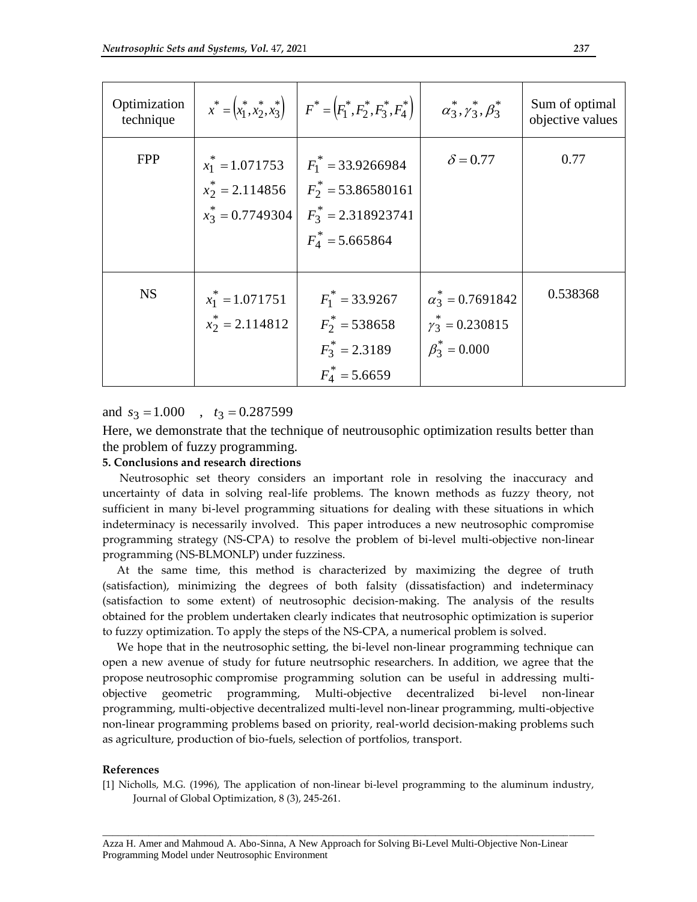| Optimization technique | $x^* = (x_1^*, x_2^*, x_3^*)$ | $F^* = (F_1^*, F_2^*, F_3^*, F_4^*)$ | $\alpha_3^*, \gamma_3^*, \beta_3^*$ | Sum of optimal objective values |
|---|---|---|---|---|
| FPP | $x_1^* = 1.071753$ <br> $x_2^* = 2.114856$ <br> $x_3^* = 0.7749304$ | $F_1^* = 33.9266984$ <br> $F_2^* = 53.86580161$ <br> $F_3^* = 2.318923741$ <br> $F_4^* = 5.665864$ | $\delta = 0.77$ | 0.77 |
| NS | $x_1^* = 1.071751$ <br> $x_2^* = 2.114812$ | $F_1^* = 33.9267$ <br> $F_2^* = 538658$ <br> $F_3^* = 2.3189$ <br> $F_4^* = 5.6659$ | $\alpha_3^* = 0.7691842$ <br> $\gamma_3^* = 0.230815$ <br> $\beta_3^* = 0.000$ | 0.538368 |

and $s_3 = 1.000$ , $t_3 = 0.287599$

Here, we demonstrate that the technique of neutrousophic optimization results better than the problem of fuzzy programming.

**5. Conclusions and research directions**

Neutrosophic set theory considers an important role in resolving the inaccuracy and uncertainty of data in solving real-life problems. The known methods as fuzzy theory, not sufficient in many bi-level programming situations for dealing with these situations in which indeterminacy is necessarily involved. This paper introduces a new neutrosophic compromise programming strategy (NS-CPA) to resolve the problem of bi-level multi-objective non-linear programming (NS-BLMONLP) under fuzziness.

At the same time, this method is characterized by maximizing the degree of truth (satisfaction), minimizing the degrees of both falsity (dissatisfaction) and indeterminacy (satisfaction to some extent) of neutrosophic decision-making. The analysis of the results obtained for the problem undertaken clearly indicates that neutrosophic optimization is superior to fuzzy optimization. To apply the steps of the NS-CPA, a numerical problem is solved.

We hope that in the neutrosophic setting, the bi-level non-linear programming technique can open a new avenue of study for future neutrsophic researchers. In addition, we agree that the propose neutrosophic compromise programming solution can be useful in addressing multi-objective geometric programming, Multi-objective decentralized bi-level non-linear programming, multi-objective decentralized multi-level non-linear programming, multi-objective non-linear programming problems based on priority, real-world decision-making problems such as agriculture, production of bio-fuels, selection of portfolios, transport.

**References**

[1] Nicholls, M.G. (1996), The application of non-linear bi-level programming to the aluminum industry, Journal of Global Optimization, 8 (3), 245-261.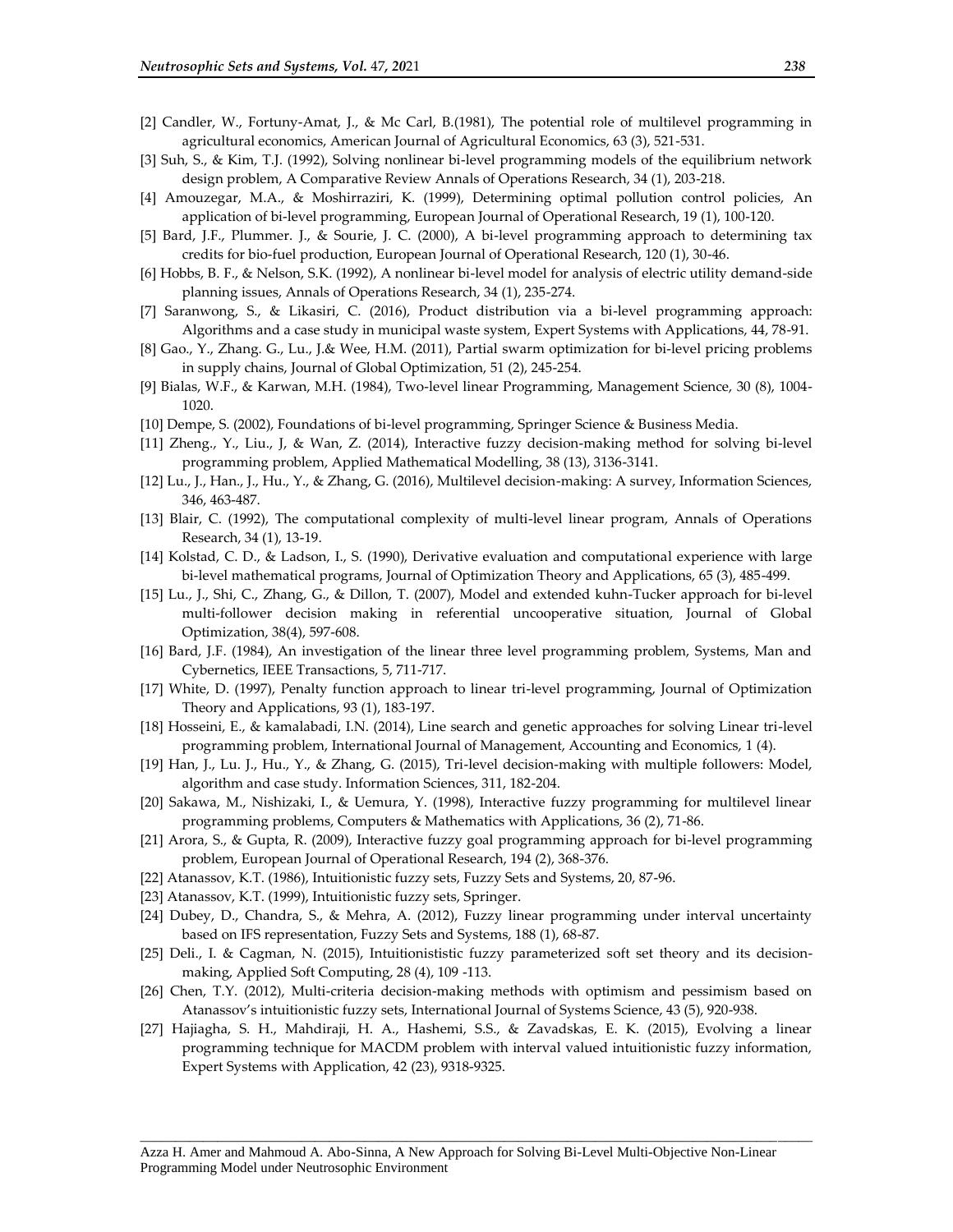[2] Candler, W., Fortuny-Amat, J., & Mc Carl, B.(1981), The potential role of multilevel programming in agricultural economics, American Journal of Agricultural Economics, 63 (3), 521-531.

[3] Suh, S., & Kim, T.J. (1992), Solving nonlinear bi-level programming models of the equilibrium network design problem, A Comparative Review Annals of Operations Research, 34 (1), 203-218.

[4] Amouzegar, M.A., & Moshirraziri, K. (1999), Determining optimal pollution control policies, An application of bi-level programming, European Journal of Operational Research, 19 (1), 100-120.

[5] Bard, J.F., Plummer. J., & Sourie, J. C. (2000), A bi-level programming approach to determining tax credits for bio-fuel production, European Journal of Operational Research, 120 (1), 30-46.

[6] Hobbs, B. F., & Nelson, S.K. (1992), A nonlinear bi-level model for analysis of electric utility demand-side planning issues, Annals of Operations Research, 34 (1), 235-274.

[7] Saranwong, S., & Likasiri, C. (2016), Product distribution via a bi-level programming approach: Algorithms and a case study in municipal waste system, Expert Systems with Applications, 44, 78-91.

[8] Gao., Y., Zhang. G., Lu., J.& Wee, H.M. (2011), Partial swarm optimization for bi-level pricing problems in supply chains, Journal of Global Optimization, 51 (2), 245-254.

[9] Bialas, W.F., & Karwan, M.H. (1984), Two-level linear Programming, Management Science, 30 (8), 1004-1020.

[10] Dempe, S. (2002), Foundations of bi-level programming, Springer Science & Business Media.

[11] Zheng., Y., Liu., J, & Wan, Z. (2014), Interactive fuzzy decision-making method for solving bi-level programming problem, Applied Mathematical Modelling, 38 (13), 3136-3141.

[12] Lu., J., Han., J., Hu., Y., & Zhang, G. (2016), Multilevel decision-making: A survey, Information Sciences, 346, 463-487.

[13] Blair, C. (1992), The computational complexity of multi-level linear program, Annals of Operations Research, 34 (1), 13-19.

[14] Kolstad, C. D., & Ladson, I., S. (1990), Derivative evaluation and computational experience with large bi-level mathematical programs, Journal of Optimization Theory and Applications, 65 (3), 485-499.

[15] Lu., J., Shi, C., Zhang, G., & Dillon, T. (2007), Model and extended kuhn-Tucker approach for bi-level multi-follower decision making in referential uncooperative situation, Journal of Global Optimization, 38(4), 597-608.

[16] Bard, J.F. (1984), An investigation of the linear three level programming problem, Systems, Man and Cybernetics, IEEE Transactions, 5, 711-717.

[17] White, D. (1997), Penalty function approach to linear tri-level programming, Journal of Optimization Theory and Applications, 93 (1), 183-197.

[18] Hosseini, E., & kamalabadi, I.N. (2014), Line search and genetic approaches for solving Linear tri-level programming problem, International Journal of Management, Accounting and Economics, 1 (4).

[19] Han, J., Lu. J., Hu., Y., & Zhang, G. (2015), Tri-level decision-making with multiple followers: Model, algorithm and case study. Information Sciences, 311, 182-204.

[20] Sakawa, M., Nishizaki, I., & Uemura, Y. (1998), Interactive fuzzy programming for multilevel linear programming problems, Computers & Mathematics with Applications, 36 (2), 71-86.

[21] Arora, S., & Gupta, R. (2009), Interactive fuzzy goal programming approach for bi-level programming problem, European Journal of Operational Research, 194 (2), 368-376.

[22] Atanassov, K.T. (1986), Intuitionistic fuzzy sets, Fuzzy Sets and Systems, 20, 87-96.

[23] Atanassov, K.T. (1999), Intuitionistic fuzzy sets, Springer.

[24] Dubey, D., Chandra, S., & Mehra, A. (2012), Fuzzy linear programming under interval uncertainty based on IFS representation, Fuzzy Sets and Systems, 188 (1), 68-87.

[25] Deli., I. & Cagman, N. (2015), Intuitionististic fuzzy parameterized soft set theory and its decision-making, Applied Soft Computing, 28 (4), 109 -113.

[26] Chen, T.Y. (2012), Multi-criteria decision-making methods with optimism and pessimism based on Atanassov's intuitionistic fuzzy sets, International Journal of Systems Science, 43 (5), 920-938.

[27] Hajiagha, S. H., Mahdiraji, H. A., Hashemi, S.S., & Zavadskas, E. K. (2015), Evolving a linear programming technique for MACDM problem with interval valued intuitionistic fuzzy information, Expert Systems with Application, 42 (23), 9318-9325.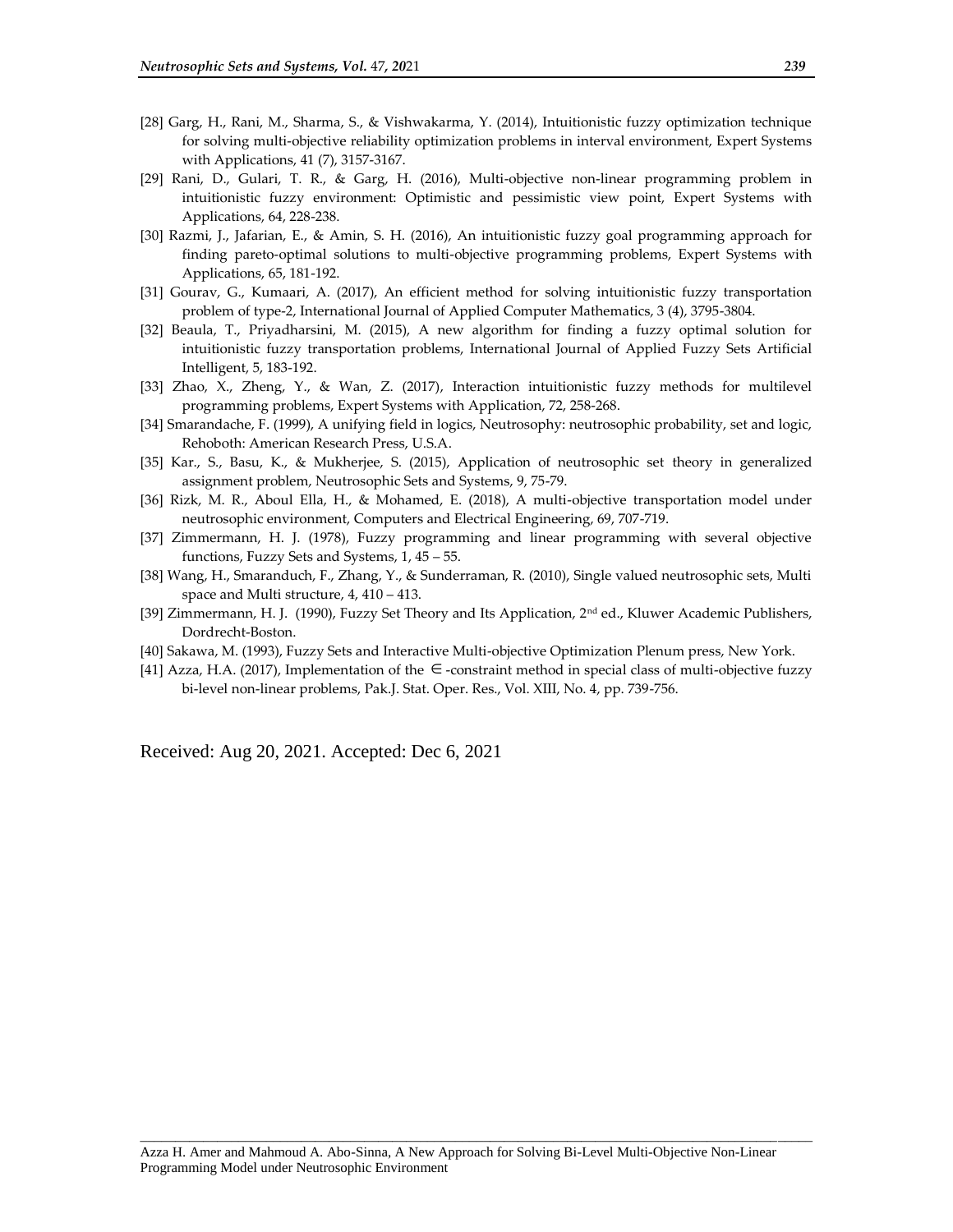[28] Garg, H., Rani, M., Sharma, S., & Vishwakarma, Y. (2014), Intuitionistic fuzzy optimization technique for solving multi-objective reliability optimization problems in interval environment, Expert Systems with Applications, 41 (7), 3157-3167.

[29] Rani, D., Gulari, T. R., & Garg, H. (2016), Multi-objective non-linear programming problem in intuitionistic fuzzy environment: Optimistic and pessimistic view point, Expert Systems with Applications, 64, 228-238.

[30] Razmi, J., Jafarian, E., & Amin, S. H. (2016), An intuitionistic fuzzy goal programming approach for finding pareto-optimal solutions to multi-objective programming problems, Expert Systems with Applications, 65, 181-192.

[31] Gourav, G., Kumaari, A. (2017), An efficient method for solving intuitionistic fuzzy transportation problem of type-2, International Journal of Applied Computer Mathematics, 3 (4), 3795-3804.

[32] Beaula, T., Priyadharsini, M. (2015), A new algorithm for finding a fuzzy optimal solution for intuitionistic fuzzy transportation problems, International Journal of Applied Fuzzy Sets Artificial Intelligent, 5, 183-192.

[33] Zhao, X., Zheng, Y., & Wan, Z. (2017), Interaction intuitionistic fuzzy methods for multilevel programming problems, Expert Systems with Application, 72, 258-268.

[34] Smarandache, F. (1999), A unifying field in logics, Neutrosophy: neutrosophic probability, set and logic, Rehoboth: American Research Press, U.S.A.

[35] Kar., S., Basu, K., & Mukherjee, S. (2015), Application of neutrosophic set theory in generalized assignment problem, Neutrosophic Sets and Systems, 9, 75-79.

[36] Rizk, M. R., Aboul Ella, H., & Mohamed, E. (2018), A multi-objective transportation model under neutrosophic environment, Computers and Electrical Engineering, 69, 707-719.

[37] Zimmermann, H. J. (1978), Fuzzy programming and linear programming with several objective functions, Fuzzy Sets and Systems, 1, 45 – 55.

[38] Wang, H., Smaranduch, F., Zhang, Y., & Sunderraman, R. (2010), Single valued neutrosophic sets, Multi space and Multi structure, 4, 410 – 413.

[39] Zimmermann, H. J. (1990), Fuzzy Set Theory and Its Application, 2nd ed., Kluwer Academic Publishers, Dordrecht-Boston.

[40] Sakawa, M. (1993), Fuzzy Sets and Interactive Multi-objective Optimization Plenum press, New York.

[41] Azza, H.A. (2017), Implementation of the $\in$ -constraint method in special class of multi-objective fuzzy bi-level non-linear problems, Pak.J. Stat. Oper. Res., Vol. XIII, No. 4, pp. 739-756.

Received: Aug 20, 2021. Accepted: Dec 6, 2021